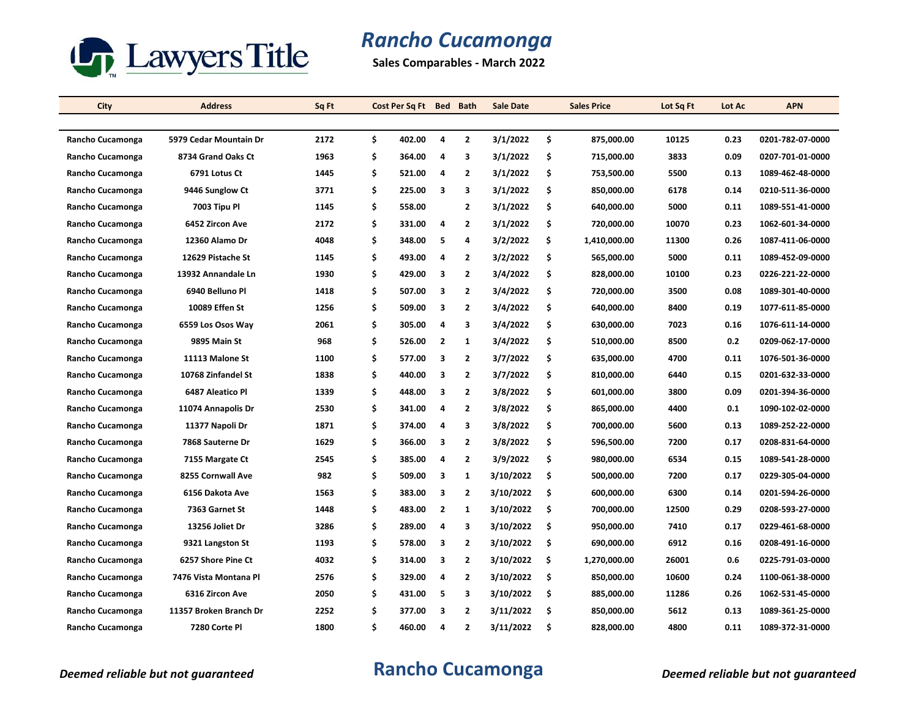Lawyers Title

# Rancho Cucamonga

**Sales Comparables - March 2022**

| City | Address | Sq Ft | Cost Per Sq Ft | Bed | Bath | Sale Date | Sales Price | Lot Sq Ft | Lot Ac | APN |
|---|---|---|---|---|---|---|---|---|---|---|
| Rancho Cucamonga | 5979 Cedar Mountain Dr | 2172 | $ 402.00 | 4 | 2 | 3/1/2022 | $ 875,000.00 | 10125 | 0.23 | 0201-782-07-0000 |
| Rancho Cucamonga | 8734 Grand Oaks Ct | 1963 | $ 364.00 | 4 | 3 | 3/1/2022 | $ 715,000.00 | 3833 | 0.09 | 0207-701-01-0000 |
| Rancho Cucamonga | 6791 Lotus Ct | 1445 | $ 521.00 | 4 | 2 | 3/1/2022 | $ 753,500.00 | 5500 | 0.13 | 1089-462-48-0000 |
| Rancho Cucamonga | 9446 Sunglow Ct | 3771 | $ 225.00 | 3 | 3 | 3/1/2022 | $ 850,000.00 | 6178 | 0.14 | 0210-511-36-0000 |
| Rancho Cucamonga | 7003 Tipu Pl | 1145 | $ 558.00 | | 2 | 3/1/2022 | $ 640,000.00 | 5000 | 0.11 | 1089-551-41-0000 |
| Rancho Cucamonga | 6452 Zircon Ave | 2172 | $ 331.00 | 4 | 2 | 3/1/2022 | $ 720,000.00 | 10070 | 0.23 | 1062-601-34-0000 |
| Rancho Cucamonga | 12360 Alamo Dr | 4048 | $ 348.00 | 5 | 4 | 3/2/2022 | $ 1,410,000.00 | 11300 | 0.26 | 1087-411-06-0000 |
| Rancho Cucamonga | 12629 Pistache St | 1145 | $ 493.00 | 4 | 2 | 3/2/2022 | $ 565,000.00 | 5000 | 0.11 | 1089-452-09-0000 |
| Rancho Cucamonga | 13932 Annandale Ln | 1930 | $ 429.00 | 3 | 2 | 3/4/2022 | $ 828,000.00 | 10100 | 0.23 | 0226-221-22-0000 |
| Rancho Cucamonga | 6940 Belluno Pl | 1418 | $ 507.00 | 3 | 2 | 3/4/2022 | $ 720,000.00 | 3500 | 0.08 | 1089-301-40-0000 |
| Rancho Cucamonga | 10089 Effen St | 1256 | $ 509.00 | 3 | 2 | 3/4/2022 | $ 640,000.00 | 8400 | 0.19 | 1077-611-85-0000 |
| Rancho Cucamonga | 6559 Los Osos Way | 2061 | $ 305.00 | 4 | 3 | 3/4/2022 | $ 630,000.00 | 7023 | 0.16 | 1076-611-14-0000 |
| Rancho Cucamonga | 9895 Main St | 968 | $ 526.00 | 2 | 1 | 3/4/2022 | $ 510,000.00 | 8500 | 0.2 | 0209-062-17-0000 |
| Rancho Cucamonga | 11113 Malone St | 1100 | $ 577.00 | 3 | 2 | 3/7/2022 | $ 635,000.00 | 4700 | 0.11 | 1076-501-36-0000 |
| Rancho Cucamonga | 10768 Zinfandel St | 1838 | $ 440.00 | 3 | 2 | 3/7/2022 | $ 810,000.00 | 6440 | 0.15 | 0201-632-33-0000 |
| Rancho Cucamonga | 6487 Aleatico Pl | 1339 | $ 448.00 | 3 | 2 | 3/8/2022 | $ 601,000.00 | 3800 | 0.09 | 0201-394-36-0000 |
| Rancho Cucamonga | 11074 Annapolis Dr | 2530 | $ 341.00 | 4 | 2 | 3/8/2022 | $ 865,000.00 | 4400 | 0.1 | 1090-102-02-0000 |
| Rancho Cucamonga | 11377 Napoli Dr | 1871 | $ 374.00 | 4 | 3 | 3/8/2022 | $ 700,000.00 | 5600 | 0.13 | 1089-252-22-0000 |
| Rancho Cucamonga | 7868 Sauterne Dr | 1629 | $ 366.00 | 3 | 2 | 3/8/2022 | $ 596,500.00 | 7200 | 0.17 | 0208-831-64-0000 |
| Rancho Cucamonga | 7155 Margate Ct | 2545 | $ 385.00 | 4 | 2 | 3/9/2022 | $ 980,000.00 | 6534 | 0.15 | 1089-541-28-0000 |
| Rancho Cucamonga | 8255 Cornwall Ave | 982 | $ 509.00 | 3 | 1 | 3/10/2022 | $ 500,000.00 | 7200 | 0.17 | 0229-305-04-0000 |
| Rancho Cucamonga | 6156 Dakota Ave | 1563 | $ 383.00 | 3 | 2 | 3/10/2022 | $ 600,000.00 | 6300 | 0.14 | 0201-594-26-0000 |
| Rancho Cucamonga | 7363 Garnet St | 1448 | $ 483.00 | 2 | 1 | 3/10/2022 | $ 700,000.00 | 12500 | 0.29 | 0208-593-27-0000 |
| Rancho Cucamonga | 13256 Joliet Dr | 3286 | $ 289.00 | 4 | 3 | 3/10/2022 | $ 950,000.00 | 7410 | 0.17 | 0229-461-68-0000 |
| Rancho Cucamonga | 9321 Langston St | 1193 | $ 578.00 | 3 | 2 | 3/10/2022 | $ 690,000.00 | 6912 | 0.16 | 0208-491-16-0000 |
| Rancho Cucamonga | 6257 Shore Pine Ct | 4032 | $ 314.00 | 3 | 2 | 3/10/2022 | $ 1,270,000.00 | 26001 | 0.6 | 0225-791-03-0000 |
| Rancho Cucamonga | 7476 Vista Montana Pl | 2576 | $ 329.00 | 4 | 2 | 3/10/2022 | $ 850,000.00 | 10600 | 0.24 | 1100-061-38-0000 |
| Rancho Cucamonga | 6316 Zircon Ave | 2050 | $ 431.00 | 5 | 3 | 3/10/2022 | $ 885,000.00 | 11286 | 0.26 | 1062-531-45-0000 |
| Rancho Cucamonga | 11357 Broken Branch Dr | 2252 | $ 377.00 | 3 | 2 | 3/11/2022 | $ 850,000.00 | 5612 | 0.13 | 1089-361-25-0000 |
| Rancho Cucamonga | 7280 Corte Pl | 1800 | $ 460.00 | 4 | 2 | 3/11/2022 | $ 828,000.00 | 4800 | 0.11 | 1089-372-31-0000 |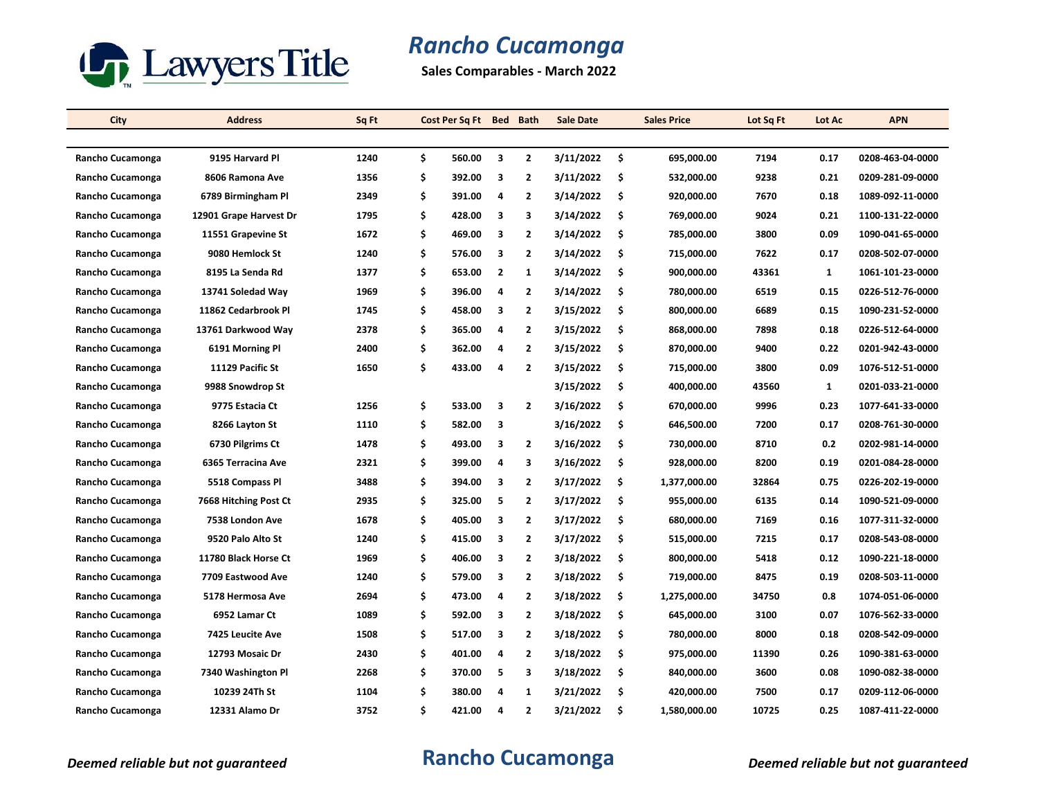# Rancho Cucamonga

**Sales Comparables - March 2022**

| City | Address | Sq Ft | Cost Per Sq Ft | Bed | Bath | Sale Date | Sales Price | Lot Sq Ft | Lot Ac | APN |
|---|---|---|---|---|---|---|---|---|---|---|
| Rancho Cucamonga | 9195 Harvard Pl | 1240 | $ 560.00 | 3 | 2 | 3/11/2022 | $ 695,000.00 | 7194 | 0.17 | 0208-463-04-0000 |
| Rancho Cucamonga | 8606 Ramona Ave | 1356 | $ 392.00 | 3 | 2 | 3/11/2022 | $ 532,000.00 | 9238 | 0.21 | 0209-281-09-0000 |
| Rancho Cucamonga | 6789 Birmingham Pl | 2349 | $ 391.00 | 4 | 2 | 3/14/2022 | $ 920,000.00 | 7670 | 0.18 | 1089-092-11-0000 |
| Rancho Cucamonga | 12901 Grape Harvest Dr | 1795 | $ 428.00 | 3 | 3 | 3/14/2022 | $ 769,000.00 | 9024 | 0.21 | 1100-131-22-0000 |
| Rancho Cucamonga | 11551 Grapevine St | 1672 | $ 469.00 | 3 | 2 | 3/14/2022 | $ 785,000.00 | 3800 | 0.09 | 1090-041-65-0000 |
| Rancho Cucamonga | 9080 Hemlock St | 1240 | $ 576.00 | 3 | 2 | 3/14/2022 | $ 715,000.00 | 7622 | 0.17 | 0208-502-07-0000 |
| Rancho Cucamonga | 8195 La Senda Rd | 1377 | $ 653.00 | 2 | 1 | 3/14/2022 | $ 900,000.00 | 43361 | 1 | 1061-101-23-0000 |
| Rancho Cucamonga | 13741 Soledad Way | 1969 | $ 396.00 | 4 | 2 | 3/14/2022 | $ 780,000.00 | 6519 | 0.15 | 0226-512-76-0000 |
| Rancho Cucamonga | 11862 Cedarbrook Pl | 1745 | $ 458.00 | 3 | 2 | 3/15/2022 | $ 800,000.00 | 6689 | 0.15 | 1090-231-52-0000 |
| Rancho Cucamonga | 13761 Darkwood Way | 2378 | $ 365.00 | 4 | 2 | 3/15/2022 | $ 868,000.00 | 7898 | 0.18 | 0226-512-64-0000 |
| Rancho Cucamonga | 6191 Morning Pl | 2400 | $ 362.00 | 4 | 2 | 3/15/2022 | $ 870,000.00 | 9400 | 0.22 | 0201-942-43-0000 |
| Rancho Cucamonga | 11129 Pacific St | 1650 | $ 433.00 | 4 | 2 | 3/15/2022 | $ 715,000.00 | 3800 | 0.09 | 1076-512-51-0000 |
| Rancho Cucamonga | 9988 Snowdrop St | | | | | 3/15/2022 | $ 400,000.00 | 43560 | 1 | 0201-033-21-0000 |
| Rancho Cucamonga | 9775 Estacia Ct | 1256 | $ 533.00 | 3 | 2 | 3/16/2022 | $ 670,000.00 | 9996 | 0.23 | 1077-641-33-0000 |
| Rancho Cucamonga | 8266 Layton St | 1110 | $ 582.00 | 3 | | 3/16/2022 | $ 646,500.00 | 7200 | 0.17 | 0208-761-30-0000 |
| Rancho Cucamonga | 6730 Pilgrims Ct | 1478 | $ 493.00 | 3 | 2 | 3/16/2022 | $ 730,000.00 | 8710 | 0.2 | 0202-981-14-0000 |
| Rancho Cucamonga | 6365 Terracina Ave | 2321 | $ 399.00 | 4 | 3 | 3/16/2022 | $ 928,000.00 | 8200 | 0.19 | 0201-084-28-0000 |
| Rancho Cucamonga | 5518 Compass Pl | 3488 | $ 394.00 | 3 | 2 | 3/17/2022 | $ 1,377,000.00 | 32864 | 0.75 | 0226-202-19-0000 |
| Rancho Cucamonga | 7668 Hitching Post Ct | 2935 | $ 325.00 | 5 | 2 | 3/17/2022 | $ 955,000.00 | 6135 | 0.14 | 1090-521-09-0000 |
| Rancho Cucamonga | 7538 London Ave | 1678 | $ 405.00 | 3 | 2 | 3/17/2022 | $ 680,000.00 | 7169 | 0.16 | 1077-311-32-0000 |
| Rancho Cucamonga | 9520 Palo Alto St | 1240 | $ 415.00 | 3 | 2 | 3/17/2022 | $ 515,000.00 | 7215 | 0.17 | 0208-543-08-0000 |
| Rancho Cucamonga | 11780 Black Horse Ct | 1969 | $ 406.00 | 3 | 2 | 3/18/2022 | $ 800,000.00 | 5418 | 0.12 | 1090-221-18-0000 |
| Rancho Cucamonga | 7709 Eastwood Ave | 1240 | $ 579.00 | 3 | 2 | 3/18/2022 | $ 719,000.00 | 8475 | 0.19 | 0208-503-11-0000 |
| Rancho Cucamonga | 5178 Hermosa Ave | 2694 | $ 473.00 | 4 | 2 | 3/18/2022 | $ 1,275,000.00 | 34750 | 0.8 | 1074-051-06-0000 |
| Rancho Cucamonga | 6952 Lamar Ct | 1089 | $ 592.00 | 3 | 2 | 3/18/2022 | $ 645,000.00 | 3100 | 0.07 | 1076-562-33-0000 |
| Rancho Cucamonga | 7425 Leucite Ave | 1508 | $ 517.00 | 3 | 2 | 3/18/2022 | $ 780,000.00 | 8000 | 0.18 | 0208-542-09-0000 |
| Rancho Cucamonga | 12793 Mosaic Dr | 2430 | $ 401.00 | 4 | 2 | 3/18/2022 | $ 975,000.00 | 11390 | 0.26 | 1090-381-63-0000 |
| Rancho Cucamonga | 7340 Washington Pl | 2268 | $ 370.00 | 5 | 3 | 3/18/2022 | $ 840,000.00 | 3600 | 0.08 | 1090-082-38-0000 |
| Rancho Cucamonga | 10239 24Th St | 1104 | $ 380.00 | 4 | 1 | 3/21/2022 | $ 420,000.00 | 7500 | 0.17 | 0209-112-06-0000 |
| Rancho Cucamonga | 12331 Alamo Dr | 3752 | $ 421.00 | 4 | 2 | 3/21/2022 | $ 1,580,000.00 | 10725 | 0.25 | 1087-411-22-0000 |

*Deemed reliable but not guaranteed* **Rancho Cucamonga** *Deemed reliable but not guaranteed*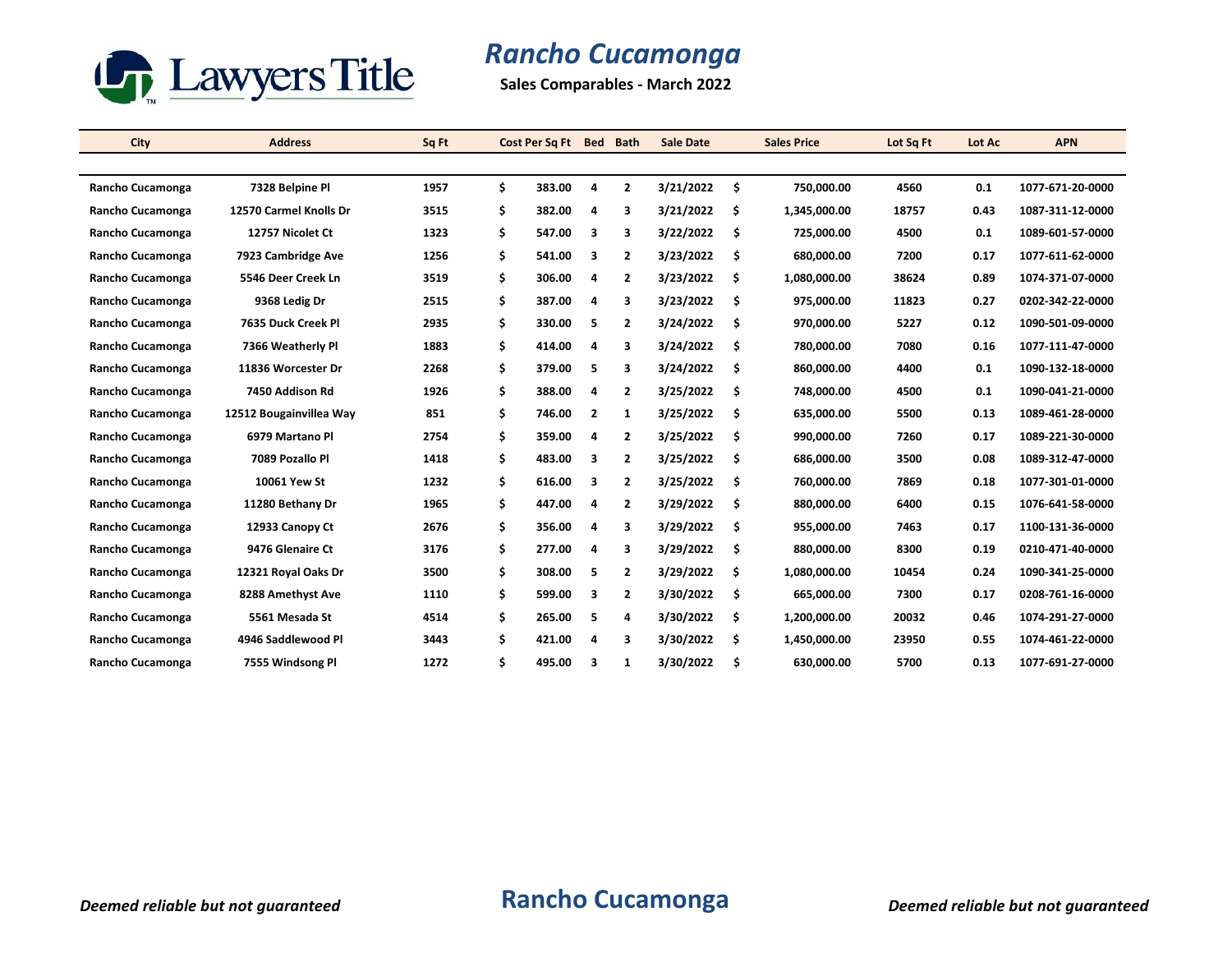Lawyers Title

# Rancho Cucamonga

**Sales Comparables - March 2022**

| City | Address | Sq Ft | Cost Per Sq Ft | Bed | Bath | Sale Date | Sales Price | Lot Sq Ft | Lot Ac | APN |
|---|---|---|---|---|---|---|---|---|---|---|
| Rancho Cucamonga | 7328 Belpine Pl | 1957 | $ 383.00 | 4 | 2 | 3/21/2022 | $ 750,000.00 | 4560 | 0.1 | 1077-671-20-0000 |
| Rancho Cucamonga | 12570 Carmel Knolls Dr | 3515 | $ 382.00 | 4 | 3 | 3/21/2022 | $ 1,345,000.00 | 18757 | 0.43 | 1087-311-12-0000 |
| Rancho Cucamonga | 12757 Nicolet Ct | 1323 | $ 547.00 | 3 | 3 | 3/22/2022 | $ 725,000.00 | 4500 | 0.1 | 1089-601-57-0000 |
| Rancho Cucamonga | 7923 Cambridge Ave | 1256 | $ 541.00 | 3 | 2 | 3/23/2022 | $ 680,000.00 | 7200 | 0.17 | 1077-611-62-0000 |
| Rancho Cucamonga | 5546 Deer Creek Ln | 3519 | $ 306.00 | 4 | 2 | 3/23/2022 | $ 1,080,000.00 | 38624 | 0.89 | 1074-371-07-0000 |
| Rancho Cucamonga | 9368 Ledig Dr | 2515 | $ 387.00 | 4 | 3 | 3/23/2022 | $ 975,000.00 | 11823 | 0.27 | 0202-342-22-0000 |
| Rancho Cucamonga | 7635 Duck Creek Pl | 2935 | $ 330.00 | 5 | 2 | 3/24/2022 | $ 970,000.00 | 5227 | 0.12 | 1090-501-09-0000 |
| Rancho Cucamonga | 7366 Weatherly Pl | 1883 | $ 414.00 | 4 | 3 | 3/24/2022 | $ 780,000.00 | 7080 | 0.16 | 1077-111-47-0000 |
| Rancho Cucamonga | 11836 Worcester Dr | 2268 | $ 379.00 | 5 | 3 | 3/24/2022 | $ 860,000.00 | 4400 | 0.1 | 1090-132-18-0000 |
| Rancho Cucamonga | 7450 Addison Rd | 1926 | $ 388.00 | 4 | 2 | 3/25/2022 | $ 748,000.00 | 4500 | 0.1 | 1090-041-21-0000 |
| Rancho Cucamonga | 12512 Bougainvillea Way | 851 | $ 746.00 | 2 | 1 | 3/25/2022 | $ 635,000.00 | 5500 | 0.13 | 1089-461-28-0000 |
| Rancho Cucamonga | 6979 Martano Pl | 2754 | $ 359.00 | 4 | 2 | 3/25/2022 | $ 990,000.00 | 7260 | 0.17 | 1089-221-30-0000 |
| Rancho Cucamonga | 7089 Pozallo Pl | 1418 | $ 483.00 | 3 | 2 | 3/25/2022 | $ 686,000.00 | 3500 | 0.08 | 1089-312-47-0000 |
| Rancho Cucamonga | 10061 Yew St | 1232 | $ 616.00 | 3 | 2 | 3/25/2022 | $ 760,000.00 | 7869 | 0.18 | 1077-301-01-0000 |
| Rancho Cucamonga | 11280 Bethany Dr | 1965 | $ 447.00 | 4 | 2 | 3/29/2022 | $ 880,000.00 | 6400 | 0.15 | 1076-641-58-0000 |
| Rancho Cucamonga | 12933 Canopy Ct | 2676 | $ 356.00 | 4 | 3 | 3/29/2022 | $ 955,000.00 | 7463 | 0.17 | 1100-131-36-0000 |
| Rancho Cucamonga | 9476 Glenaire Ct | 3176 | $ 277.00 | 4 | 3 | 3/29/2022 | $ 880,000.00 | 8300 | 0.19 | 0210-471-40-0000 |
| Rancho Cucamonga | 12321 Royal Oaks Dr | 3500 | $ 308.00 | 5 | 2 | 3/29/2022 | $ 1,080,000.00 | 10454 | 0.24 | 1090-341-25-0000 |
| Rancho Cucamonga | 8288 Amethyst Ave | 1110 | $ 599.00 | 3 | 2 | 3/30/2022 | $ 665,000.00 | 7300 | 0.17 | 0208-761-16-0000 |
| Rancho Cucamonga | 5561 Mesada St | 4514 | $ 265.00 | 5 | 4 | 3/30/2022 | $ 1,200,000.00 | 20032 | 0.46 | 1074-291-27-0000 |
| Rancho Cucamonga | 4946 Saddlewood Pl | 3443 | $ 421.00 | 4 | 3 | 3/30/2022 | $ 1,450,000.00 | 23950 | 0.55 | 1074-461-22-0000 |
| Rancho Cucamonga | 7555 Windsong Pl | 1272 | $ 495.00 | 3 | 1 | 3/30/2022 | $ 630,000.00 | 5700 | 0.13 | 1077-691-27-0000 |

*Deemed reliable but not guaranteed* **Rancho Cucamonga** *Deemed reliable but not guaranteed*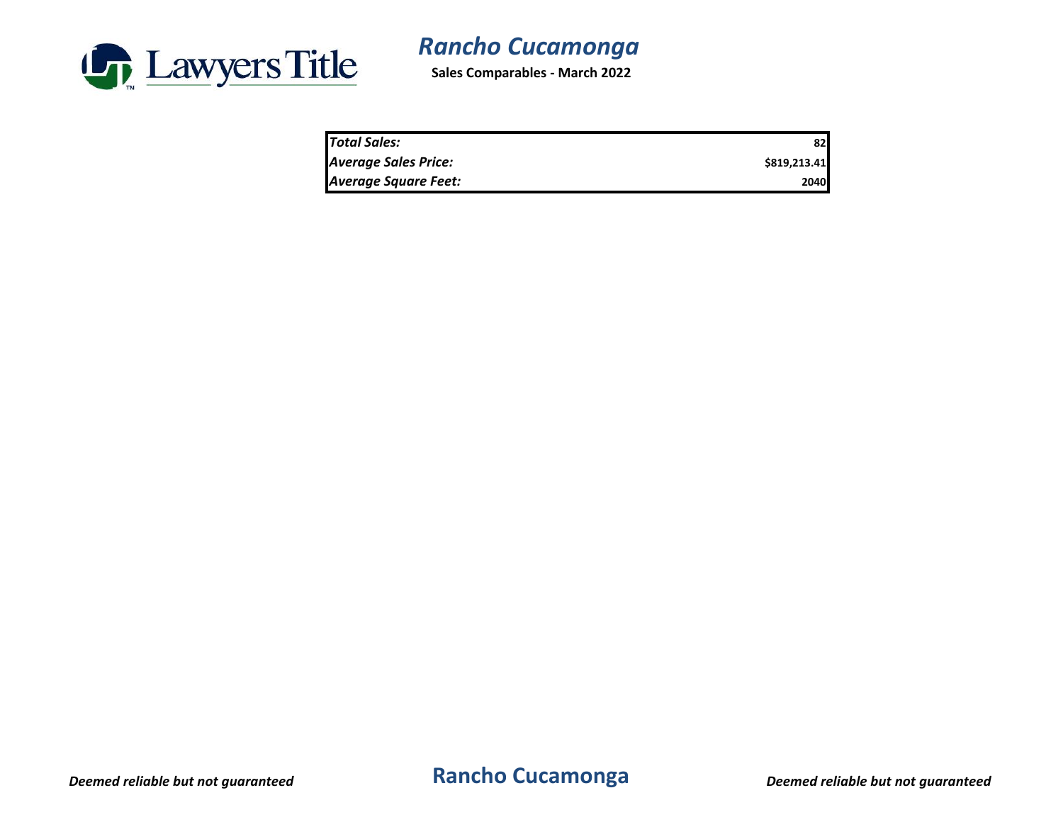# Rancho Cucamonga

**Sales Comparables - March 2022**

| | |
|---|---|
| ***Total Sales:*** | **82** |
| ***Average Sales Price:*** | **$819,213.41** |
| ***Average Square Feet:*** | **2040** |

*Deemed reliable but not guaranteed*

**Rancho Cucamonga**

*Deemed reliable but not guaranteed*